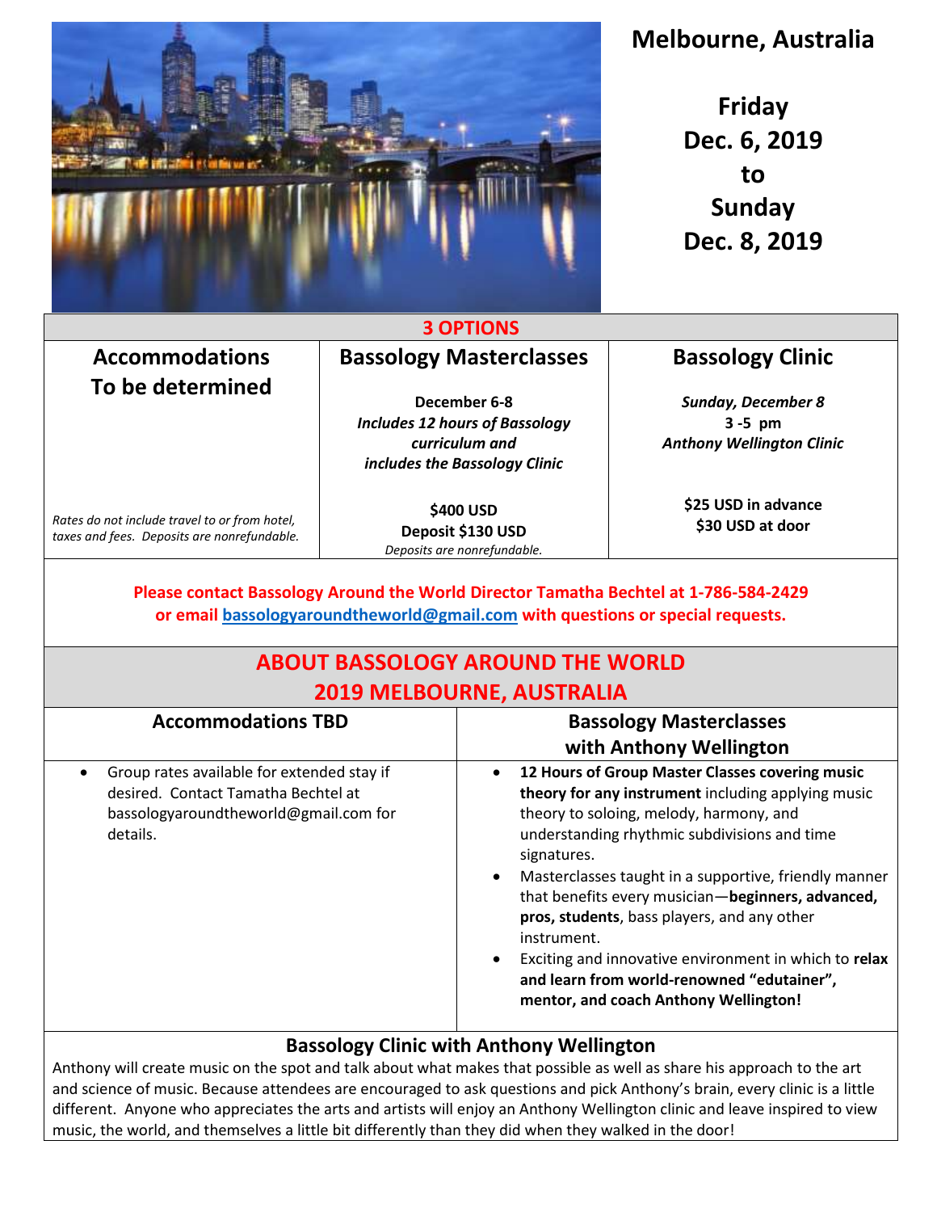# Melbourne, Australia

**Friday**
**Dec. 6, 2019**
**to**
**Sunday**
**Dec. 8, 2019**

## 3 OPTIONS

| Accommodations To be determined | Bassology Masterclasses | Bassology Clinic |
|---|---|---|
| | **December 6-8** <br> ***Includes 12 hours of Bassology curriculum and includes the Bassology Clinic*** | ***Sunday, December 8*** <br> **3 -5 pm** <br> ***Anthony Wellington Clinic*** |
| *Rates do not include travel to or from hotel, taxes and fees. Deposits are nonrefundable.* | **$400 USD** <br> **Deposit $130 USD** <br> *Deposits are nonrefundable.* | **$25 USD in advance** <br> **$30 USD at door** |

**Please contact Bassology Around the World Director Tamatha Bechtel at 1-786-584-2429 or email [bassologyaroundtheworld@gmail.com](mailto:bassologyaroundtheworld@gmail.com) with questions or special requests.**

## ABOUT BASSOLOGY AROUND THE WORLD
## 2019 MELBOURNE, AUSTRALIA

### Accommodations TBD

- Group rates available for extended stay if desired. Contact Tamatha Bechtel at bassologyaroundtheworld@gmail.com for details.

### Bassology Masterclasses with Anthony Wellington

- **12 Hours of Group Master Classes covering music theory for any instrument** including applying music theory to soloing, melody, harmony, and understanding rhythmic subdivisions and time signatures.
- Masterclasses taught in a supportive, friendly manner that benefits every musician—**beginners, advanced, pros, students**, bass players, and any other instrument.
- Exciting and innovative environment in which to **relax and learn from world-renowned "edutainer", mentor, and coach Anthony Wellington!**

### Bassology Clinic with Anthony Wellington

Anthony will create music on the spot and talk about what makes that possible as well as share his approach to the art and science of music. Because attendees are encouraged to ask questions and pick Anthony's brain, every clinic is a little different. Anyone who appreciates the arts and artists will enjoy an Anthony Wellington clinic and leave inspired to view music, the world, and themselves a little bit differently than they did when they walked in the door!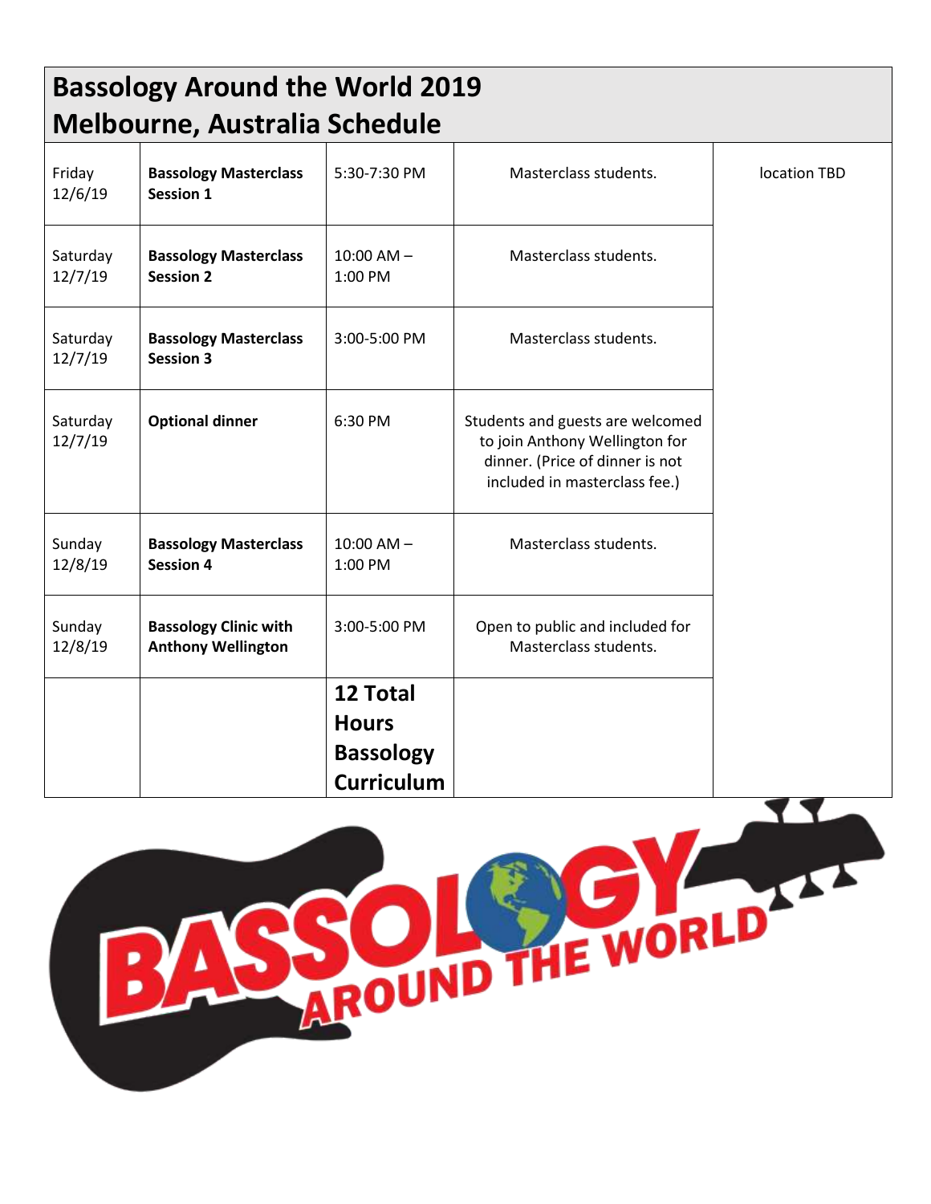# Bassology Around the World 2019
# Melbourne, Australia Schedule

| | | | | |
|---|---|---|---|---|
| Friday 12/6/19 | **Bassology Masterclass Session 1** | 5:30-7:30 PM | Masterclass students. | location TBD |
| Saturday 12/7/19 | **Bassology Masterclass Session 2** | 10:00 AM – 1:00 PM | Masterclass students. | |
| Saturday 12/7/19 | **Bassology Masterclass Session 3** | 3:00-5:00 PM | Masterclass students. | |
| Saturday 12/7/19 | **Optional dinner** | 6:30 PM | Students and guests are welcomed to join Anthony Wellington for dinner. (Price of dinner is not included in masterclass fee.) | |
| Sunday 12/8/19 | **Bassology Masterclass Session 4** | 10:00 AM – 1:00 PM | Masterclass students. | |
| Sunday 12/8/19 | **Bassology Clinic with Anthony Wellington** | 3:00-5:00 PM | Open to public and included for Masterclass students. | |
| | | **12 Total Hours Bassology Curriculum** | | |

BASSOLOGY AROUND THE WORLD